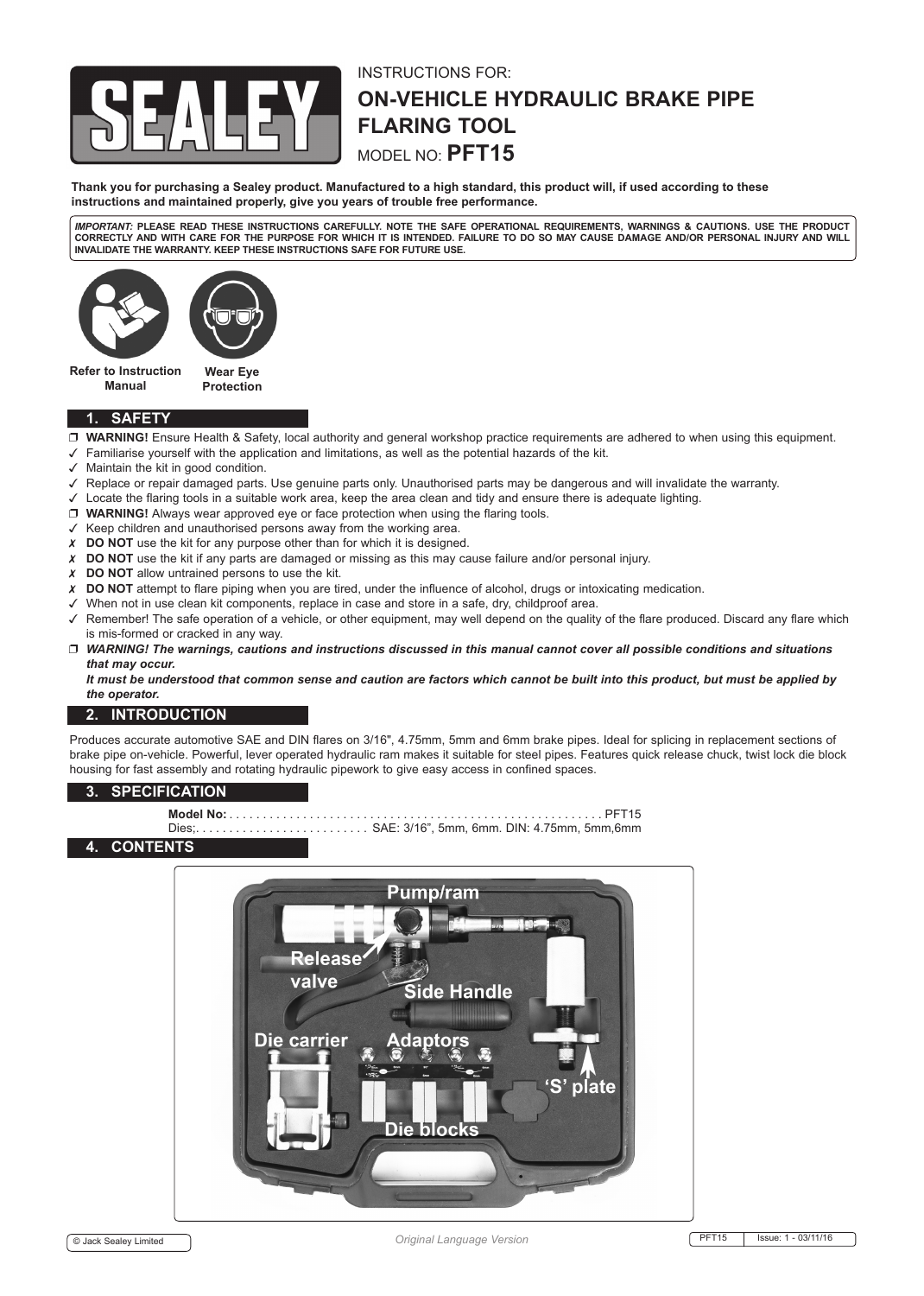INSTRUCTIONS FOR:

# ON-VEHICLE HYDRAULIC BRAKE PIPE FLARING TOOL

MODEL NO: **PFT15**

**Thank you for purchasing a Sealey product. Manufactured to a high standard, this product will, if used according to these instructions and maintained properly, give you years of trouble free performance.**

***IMPORTANT:*** **PLEASE READ THESE INSTRUCTIONS CAREFULLY. NOTE THE SAFE OPERATIONAL REQUIREMENTS, WARNINGS & CAUTIONS. USE THE PRODUCT CORRECTLY AND WITH CARE FOR THE PURPOSE FOR WHICH IT IS INTENDED. FAILURE TO DO SO MAY CAUSE DAMAGE AND/OR PERSONAL INJURY AND WILL INVALIDATE THE WARRANTY. KEEP THESE INSTRUCTIONS SAFE FOR FUTURE USE.**

**Refer to Instruction Manual** **Wear Eye Protection**

## 1. SAFETY

- ❐ **WARNING!** Ensure Health & Safety, local authority and general workshop practice requirements are adhered to when using this equipment.
- ✓ Familiarise yourself with the application and limitations, as well as the potential hazards of the kit.
- ✓ Maintain the kit in good condition.
- ✓ Replace or repair damaged parts. Use genuine parts only. Unauthorised parts may be dangerous and will invalidate the warranty.
- ✓ Locate the flaring tools in a suitable work area, keep the area clean and tidy and ensure there is adequate lighting.
- ❐ **WARNING!** Always wear approved eye or face protection when using the flaring tools.
- ✓ Keep children and unauthorised persons away from the working area.
- ✗ **DO NOT** use the kit for any purpose other than for which it is designed.
- ✗ **DO NOT** use the kit if any parts are damaged or missing as this may cause failure and/or personal injury.
- ✗ **DO NOT** allow untrained persons to use the kit.
- ✗ **DO NOT** attempt to flare piping when you are tired, under the influence of alcohol, drugs or intoxicating medication.
- ✓ When not in use clean kit components, replace in case and store in a safe, dry, childproof area.
- ✓ Remember! The safe operation of a vehicle, or other equipment, may well depend on the quality of the flare produced. Discard any flare which is mis-formed or cracked in any way.
- ❐ ***WARNING! The warnings, cautions and instructions discussed in this manual cannot cover all possible conditions and situations that may occur.***
  ***It must be understood that common sense and caution are factors which cannot be built into this product, but must be applied by the operator.***

## 2. INTRODUCTION

Produces accurate automotive SAE and DIN flares on 3/16", 4.75mm, 5mm and 6mm brake pipes. Ideal for splicing in replacement sections of brake pipe on-vehicle. Powerful, lever operated hydraulic ram makes it suitable for steel pipes. Features quick release chuck, twist lock die block housing for fast assembly and rotating hydraulic pipework to give easy access in confined spaces.

## 3. SPECIFICATION

**Model No:** . . . . . . . . . . . . . . . . . . . . . . . . . . . . . . . . . . . . . . . . . . . . . . . . . . . . . PFT15
Dies;. . . . . . . . . . . . . . . . . . . . . . . . . SAE: 3/16", 5mm, 6mm. DIN: 4.75mm, 5mm,6mm

## 4. CONTENTS

Pump/ram
Release valve
Side Handle
Die carrier
Adaptors
'S' plate
Die blocks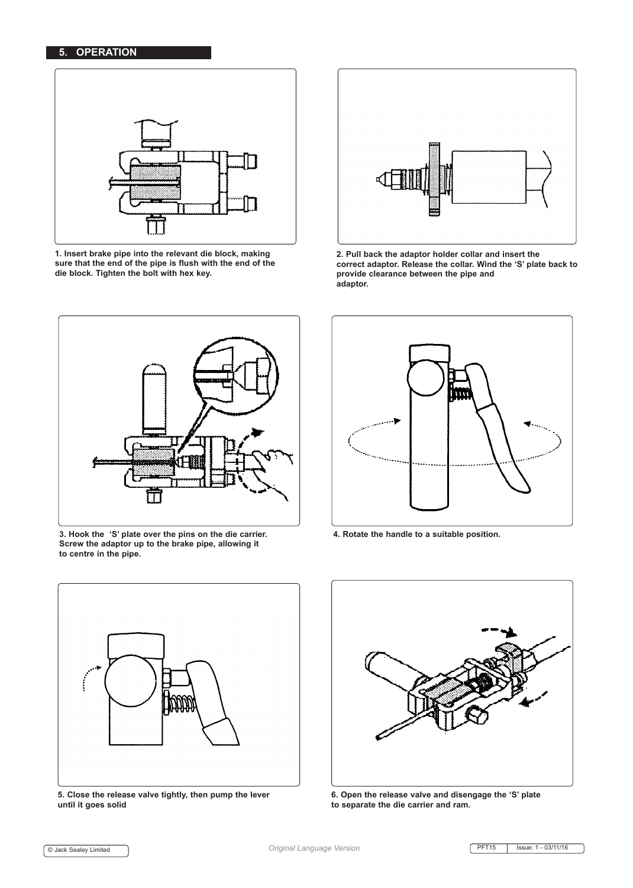## 5. OPERATION

**1. Insert brake pipe into the relevant die block, making sure that the end of the pipe is flush with the end of the die block. Tighten the bolt with hex key.**

**2. Pull back the adaptor holder collar and insert the correct adaptor. Release the collar. Wind the 'S' plate back to provide clearance between the pipe and adaptor.**

**3. Hook the 'S' plate over the pins on the die carrier. Screw the adaptor up to the brake pipe, allowing it to centre in the pipe.**

**4. Rotate the handle to a suitable position.**

**5. Close the release valve tightly, then pump the lever until it goes solid**

**6. Open the release valve and disengage the 'S' plate to separate the die carrier and ram.**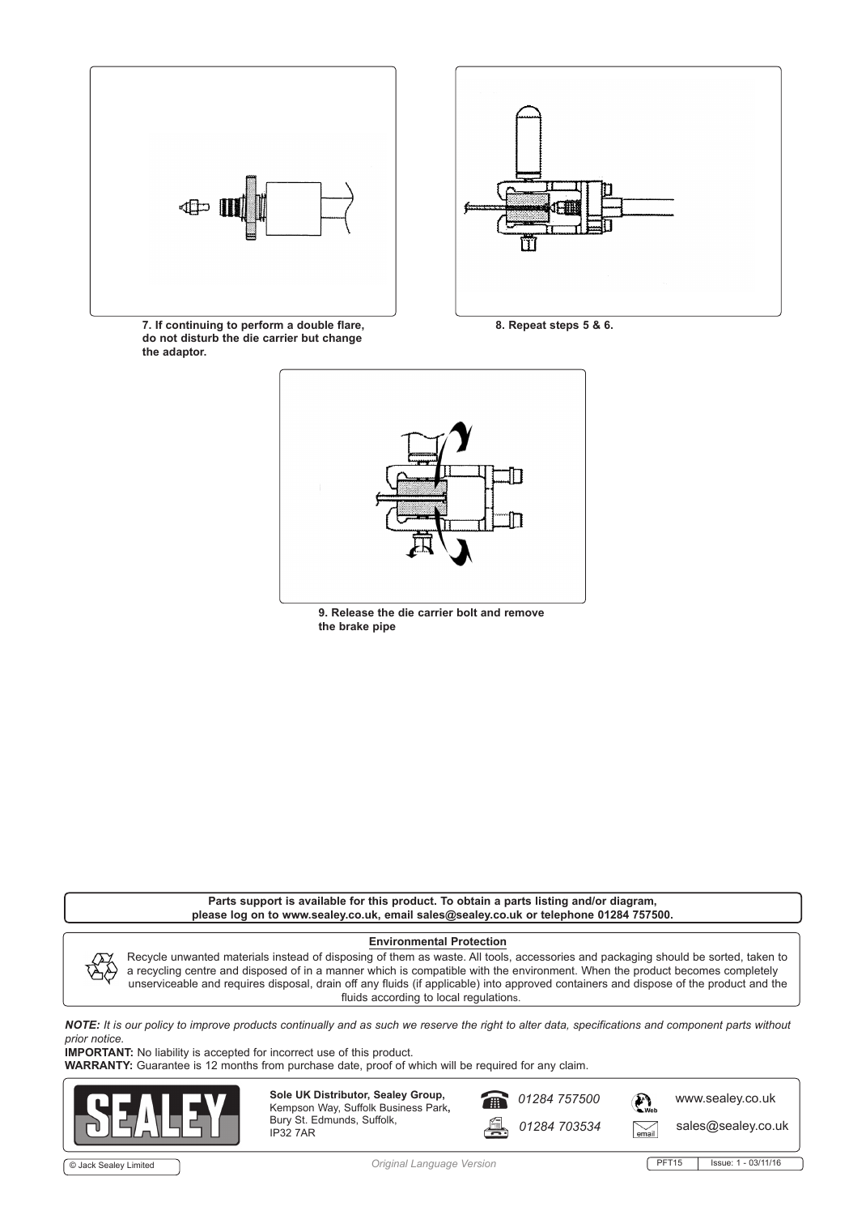7. If continuing to perform a double flare, do not disturb the die carrier but change the adaptor.

8. Repeat steps 5 & 6.

9. Release the die carrier bolt and remove the brake pipe

**Parts support is available for this product. To obtain a parts listing and/or diagram, please log on to www.sealey.co.uk, email sales@sealey.co.uk or telephone 01284 757500.**

**Environmental Protection**

Recycle unwanted materials instead of disposing of them as waste. All tools, accessories and packaging should be sorted, taken to a recycling centre and disposed of in a manner which is compatible with the environment. When the product becomes completely unserviceable and requires disposal, drain off any fluids (if applicable) into approved containers and dispose of the product and the fluids according to local regulations.

***NOTE:*** *It is our policy to improve products continually and as such we reserve the right to alter data, specifications and component parts without prior notice.*

**IMPORTANT:** No liability is accepted for incorrect use of this product.

**WARRANTY:** Guarantee is 12 months from purchase date, proof of which will be required for any claim.

SEALEY

**Sole UK Distributor, Sealey Group,**
Kempson Way, Suffolk Business Park,
Bury St. Edmunds, Suffolk,
IP32 7AR

*01284 757500*
*01284 703534*

www.sealey.co.uk
sales@sealey.co.uk

© Jack Sealey Limited

*Original Language Version*

PFT15 | Issue: 1 - 03/11/16